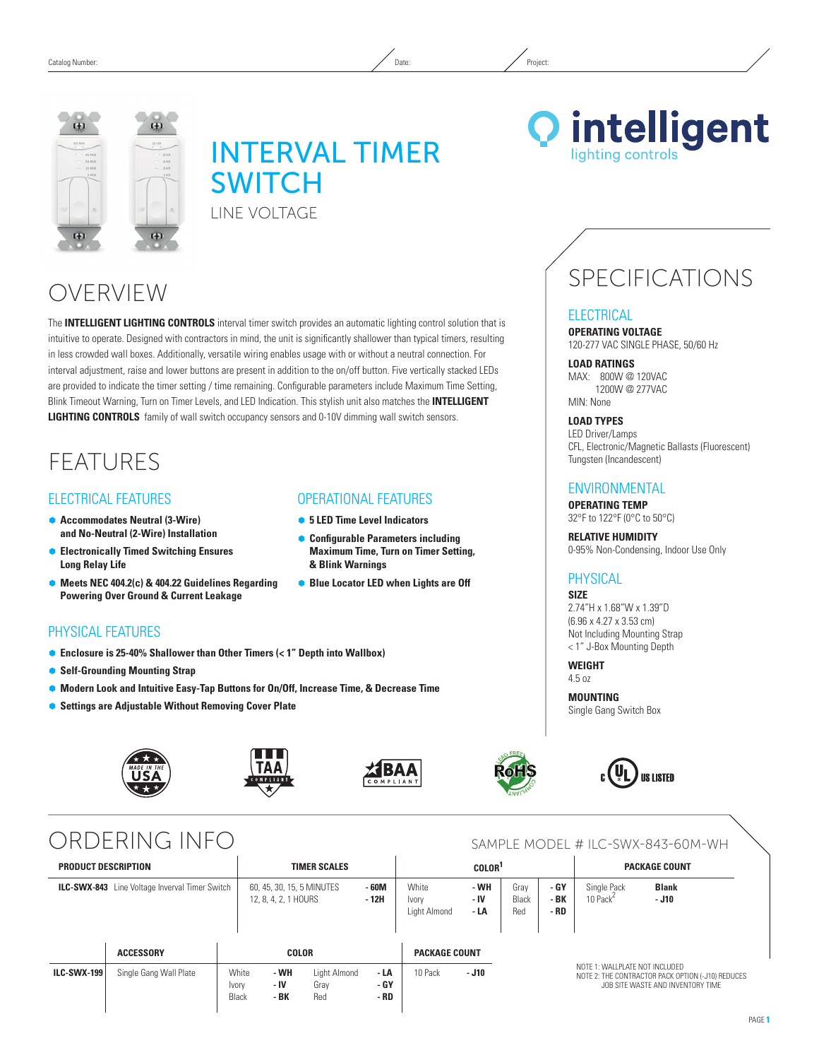Catalog Number: Date: Project:

# INTERVAL TIMER SWITCH

LINE VOLTAGE

intelligent lighting controls

## OVERVIEW

The **INTELLIGENT LIGHTING CONTROLS** interval timer switch provides an automatic lighting control solution that is intuitive to operate. Designed with contractors in mind, the unit is significantly shallower than typical timers, resulting in less crowded wall boxes. Additionally, versatile wiring enables usage with or without a neutral connection. For interval adjustment, raise and lower buttons are present in addition to the on/off button. Five vertically stacked LEDs are provided to indicate the timer setting / time remaining. Configurable parameters include Maximum Time Setting, Blink Timeout Warning, Turn on Timer Levels, and LED Indication. This stylish unit also matches the **INTELLIGENT LIGHTING CONTROLS** family of wall switch occupancy sensors and 0-10V dimming wall switch sensors.

## FEATURES

### ELECTRICAL FEATURES

- **Accommodates Neutral (3-Wire) and No-Neutral (2-Wire) Installation**
- **Electronically Timed Switching Ensures Long Relay Life**
- **Meets NEC 404.2(c) & 404.22 Guidelines Regarding Powering Over Ground & Current Leakage**

### OPERATIONAL FEATURES

- **5 LED Time Level Indicators**
- **Configurable Parameters including Maximum Time, Turn on Timer Setting, & Blink Warnings**
- **Blue Locator LED when Lights are Off**

### PHYSICAL FEATURES

- **Enclosure is 25-40% Shallower than Other Timers (< 1" Depth into Wallbox)**
- **Self-Grounding Mounting Strap**
- **Modern Look and Intuitive Easy-Tap Buttons for On/Off, Increase Time, & Decrease Time**
- **Settings are Adjustable Without Removing Cover Plate**

## SPECIFICATIONS

### ELECTRICAL

**OPERATING VOLTAGE**
120-277 VAC SINGLE PHASE, 50/60 Hz

**LOAD RATINGS**
MAX: 800W @ 120VAC
1200W @ 277VAC
MIN: None

**LOAD TYPES**
LED Driver/Lamps
CFL, Electronic/Magnetic Ballasts (Fluorescent)
Tungsten (Incandescent)

### ENVIRONMENTAL

**OPERATING TEMP**
32°F to 122°F (0°C to 50°C)

**RELATIVE HUMIDITY**
0-95% Non-Condensing, Indoor Use Only

### PHYSICAL

**SIZE**
2.74"H x 1.68"W x 1.39"D
(6.96 x 4.27 x 3.53 cm)
Not Including Mounting Strap
< 1" J-Box Mounting Depth

**WEIGHT**
4.5 oz

**MOUNTING**
Single Gang Switch Box

MADE IN THE USA | TAA COMPLIANT | BAA COMPLIANT | RoHS LEAD FREE COMPLIANT | c UL US LISTED

## ORDERING INFO

SAMPLE MODEL # ILC-SWX-843-60M-WH

| PRODUCT DESCRIPTION | TIMER SCALES | | COLOR[1] | | | | PACKAGE COUNT | |
|---|---|---|---|---|---|---|---|---|
| **ILC-SWX-843** Line Voltage Inverval Timer Switch | 60, 45, 30, 15, 5 MINUTES<br>12, 8, 4, 2, 1 HOURS | **- 60M**<br>**- 12H** | White<br>Ivory<br>Light Almond | **- WH**<br>**- IV**<br>**- LA** | Gray<br>Black<br>Red | **- GY**<br>**- BK**<br>**- RD** | Single Pack<br>10 Pack[2] | **Blank**<br>**- J10** |

| | ACCESSORY | COLOR | | | | PACKAGE COUNT | |
|---|---|---|---|---|---|---|---|
| **ILC-SWX-199** | Single Gang Wall Plate | White<br>Ivory<br>Black | **- WH**<br>**- IV**<br>**- BK** | Light Almond<br>Gray<br>Red | **- LA**<br>**- GY**<br>**- RD** | 10 Pack | **- J10** |

NOTE 1: WALLPLATE NOT INCLUDED
NOTE 2: THE CONTRACTOR PACK OPTION (-J10) REDUCES JOB SITE WASTE AND INVENTORY TIME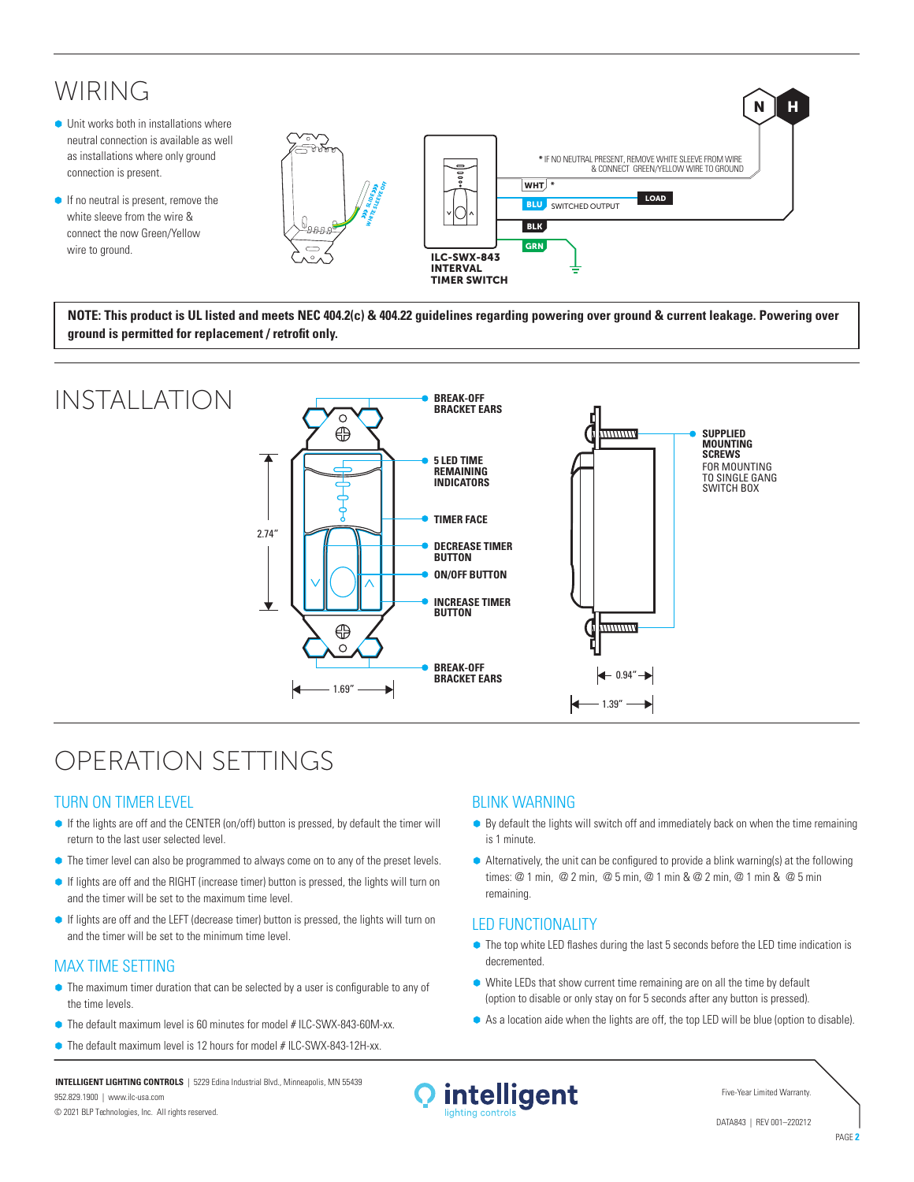# WIRING

- Unit works both in installations where neutral connection is available as well as installations where only ground connection is present.
- If no neutral is present, remove the white sleeve from the wire & connect the now Green/Yellow wire to ground.

N
H

* IF NO NEUTRAL PRESENT, REMOVE WHITE SLEEVE FROM WIRE & CONNECT GREEN/YELLOW WIRE TO GROUND

WHT *
BLU SWITCHED OUTPUT
LOAD
BLK
GRN

ILC-SWX-843
INTERVAL
TIMER SWITCH

**NOTE: This product is UL listed and meets NEC 404.2(c) & 404.22 guidelines regarding powering over ground & current leakage. Powering over ground is permitted for replacement / retrofit only.**

# INSTALLATION

BREAK-OFF BRACKET EARS
5 LED TIME REMAINING INDICATORS
TIMER FACE
DECREASE TIMER BUTTON
ON/OFF BUTTON
INCREASE TIMER BUTTON
BREAK-OFF BRACKET EARS

2.74"
1.69"

SUPPLIED MOUNTING SCREWS FOR MOUNTING TO SINGLE GANG SWITCH BOX

0.94"
1.39"

# OPERATION SETTINGS

## TURN ON TIMER LEVEL

- If the lights are off and the CENTER (on/off) button is pressed, by default the timer will return to the last user selected level.
- The timer level can also be programmed to always come on to any of the preset levels.
- If lights are off and the RIGHT (increase timer) button is pressed, the lights will turn on and the timer will be set to the maximum time level.
- If lights are off and the LEFT (decrease timer) button is pressed, the lights will turn on and the timer will be set to the minimum time level.

## MAX TIME SETTING

- The maximum timer duration that can be selected by a user is configurable to any of the time levels.
- The default maximum level is 60 minutes for model # ILC-SWX-843-60M-xx.
- The default maximum level is 12 hours for model # ILC-SWX-843-12H-xx.

## BLINK WARNING

- By default the lights will switch off and immediately back on when the time remaining is 1 minute.
- Alternatively, the unit can be configured to provide a blink warning(s) at the following times: @ 1 min, @ 2 min, @ 5 min, @ 1 min & @ 2 min, @ 1 min & @ 5 min remaining.

## LED FUNCTIONALITY

- The top white LED flashes during the last 5 seconds before the LED time indication is decremented.
- White LEDs that show current time remaining are on all the time by default (option to disable or only stay on for 5 seconds after any button is pressed).
- As a location aide when the lights are off, the top LED will be blue (option to disable).

**INTELLIGENT LIGHTING CONTROLS** | 5229 Edina Industrial Blvd., Minneapolis, MN 55439
952.829.1900 | www.ilc-usa.com
© 2021 BLP Technologies, Inc. All rights reserved.

intelligent lighting controls

Five-Year Limited Warranty.

DATA843 | REV 001–220212